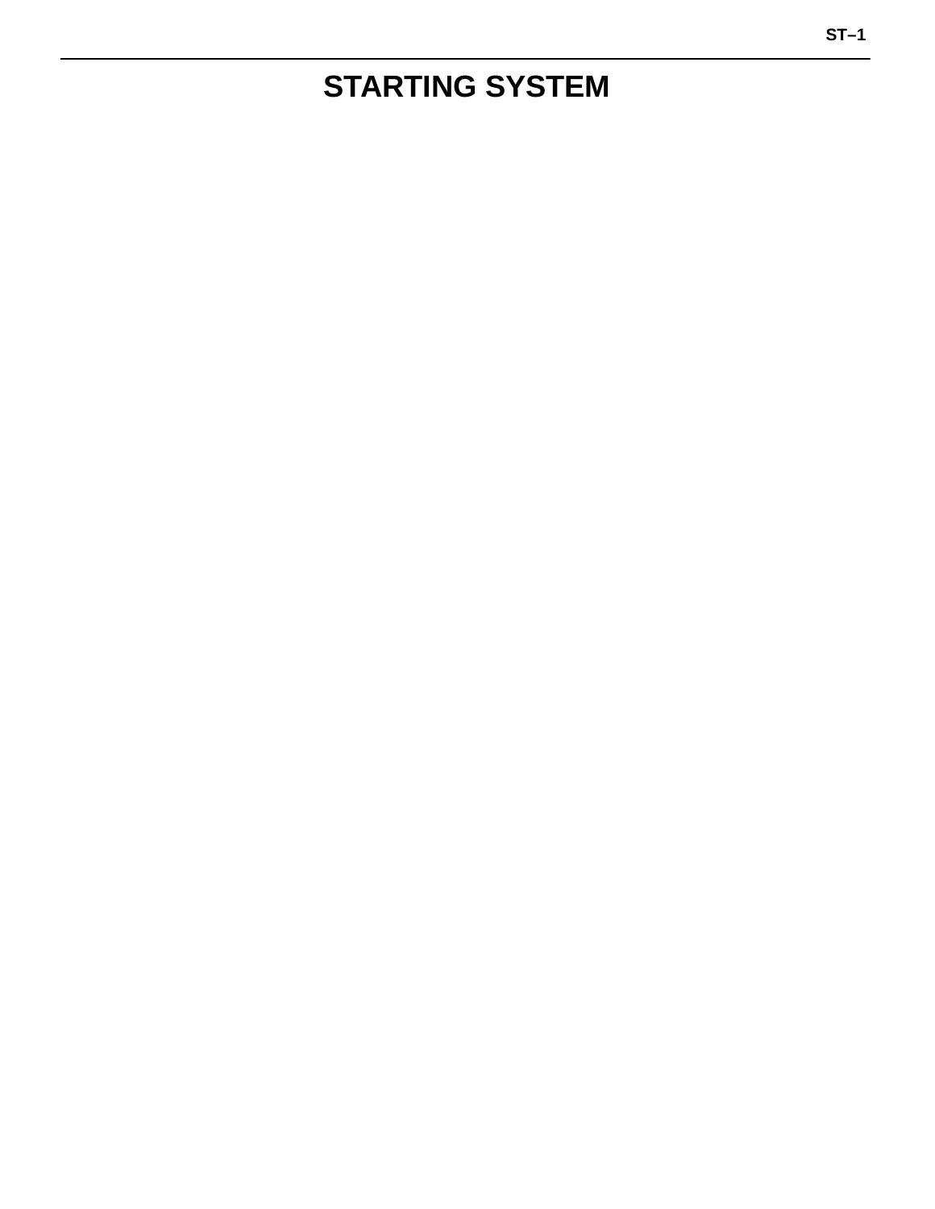# STARTING SYSTEM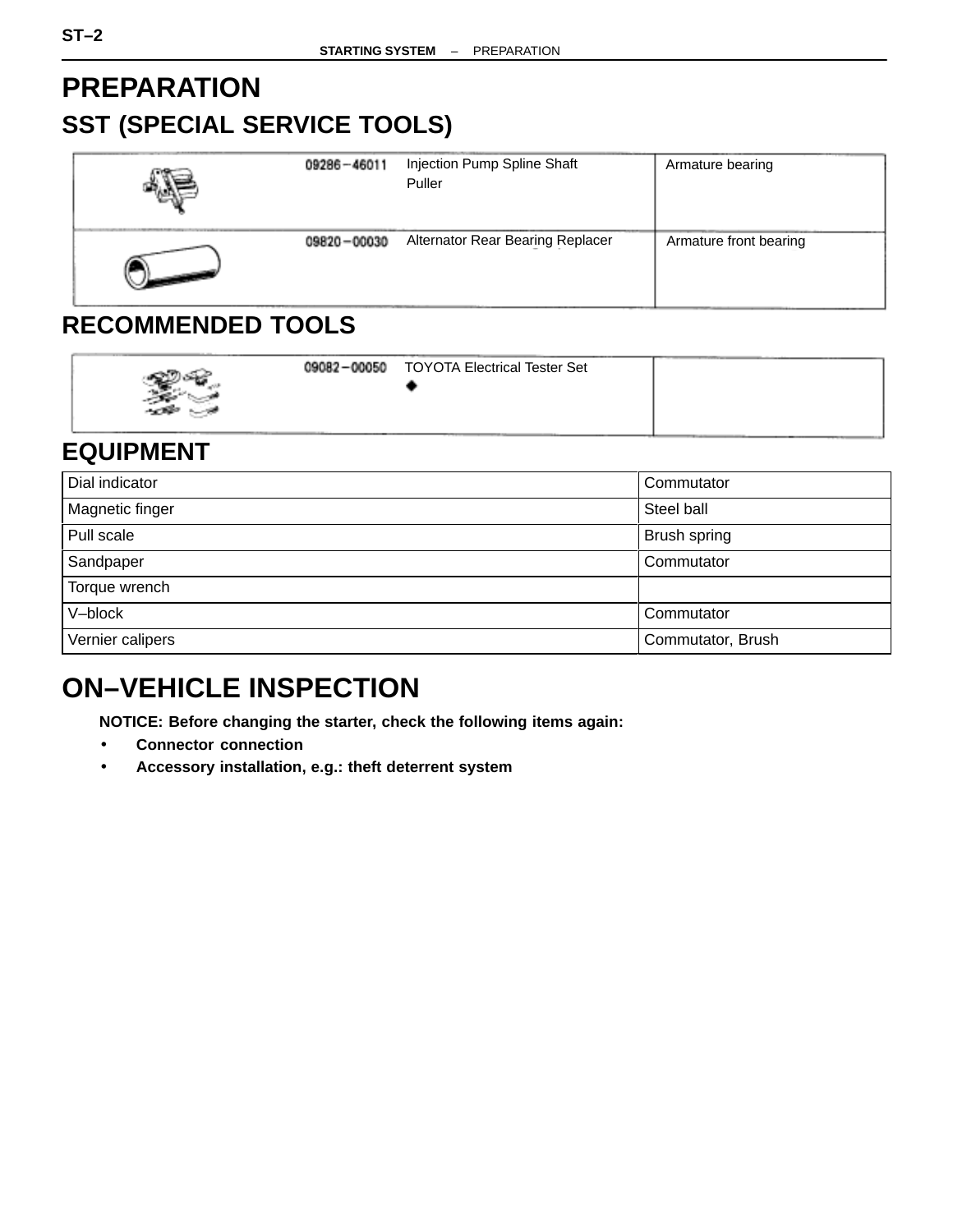# PREPARATION

## SST (SPECIAL SERVICE TOOLS)

| | Part No. | Name | Application |
|---|---|---|---|
| | 09286–46011 | Injection Pump Spline Shaft Puller | Armature bearing |
| | 09820–00030 | Alternator Rear Bearing Replacer | Armature front bearing |

## RECOMMENDED TOOLS

| | Part No. | Name | Application |
|---|---|---|---|
| | 09082–00050 | TOYOTA Electrical Tester Set ◆ | |

## EQUIPMENT

| Equipment | Application |
|---|---|
| Dial indicator | Commutator |
| Magnetic finger | Steel ball |
| Pull scale | Brush spring |
| Sandpaper | Commutator |
| Torque wrench | |
| V–block | Commutator |
| Vernier calipers | Commutator, Brush |

# ON–VEHICLE INSPECTION

**NOTICE: Before changing the starter, check the following items again:**

- **Connector connection**
- **Accessory installation, e.g.: theft deterrent system**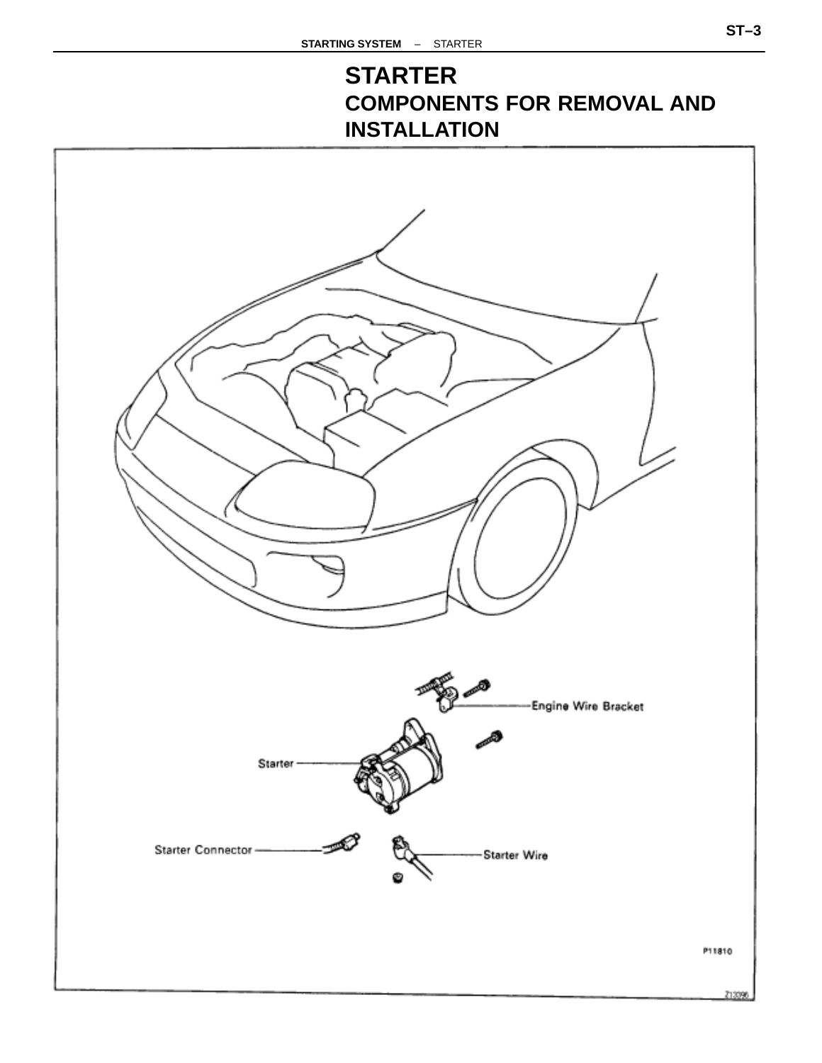# STARTER

## COMPONENTS FOR REMOVAL AND INSTALLATION

Engine Wire Bracket

Starter

Starter Connector

Starter Wire

P11810

Z13096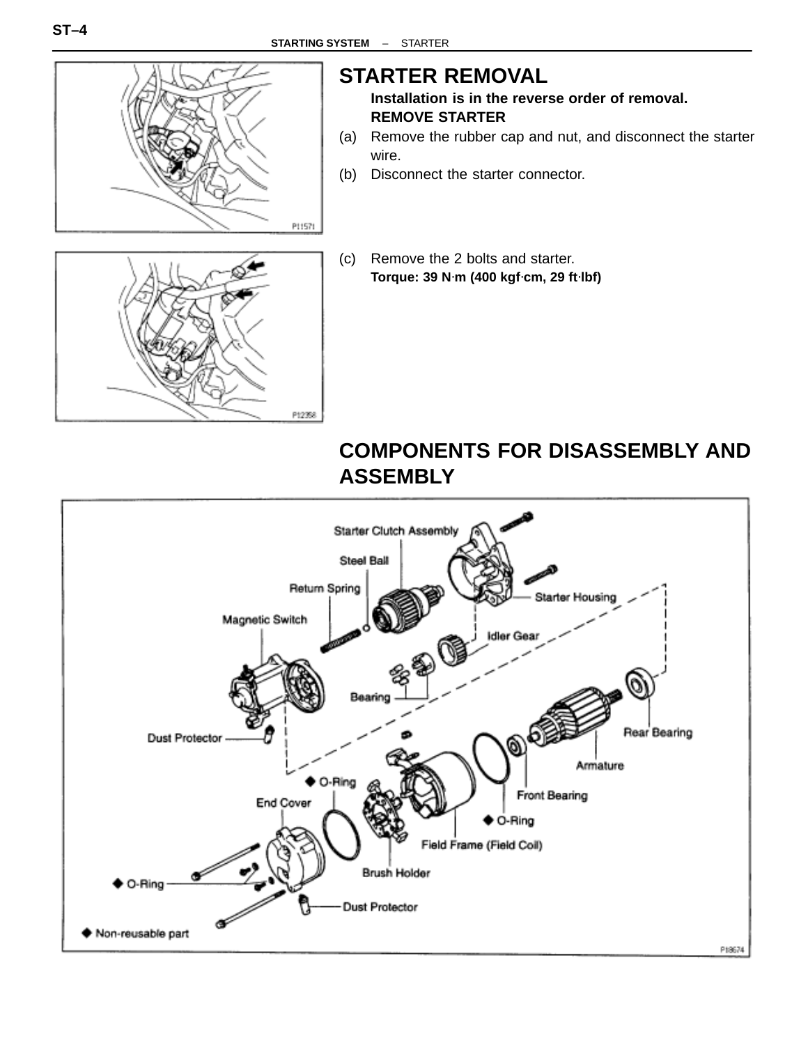# STARTER REMOVAL

**Installation is in the reverse order of removal.**

**REMOVE STARTER**

(a) Remove the rubber cap and nut, and disconnect the starter wire.

(b) Disconnect the starter connector.

(c) Remove the 2 bolts and starter.

**Torque: 39 N·m (400 kgf·cm, 29 ft·lbf)**

# COMPONENTS FOR DISASSEMBLY AND ASSEMBLY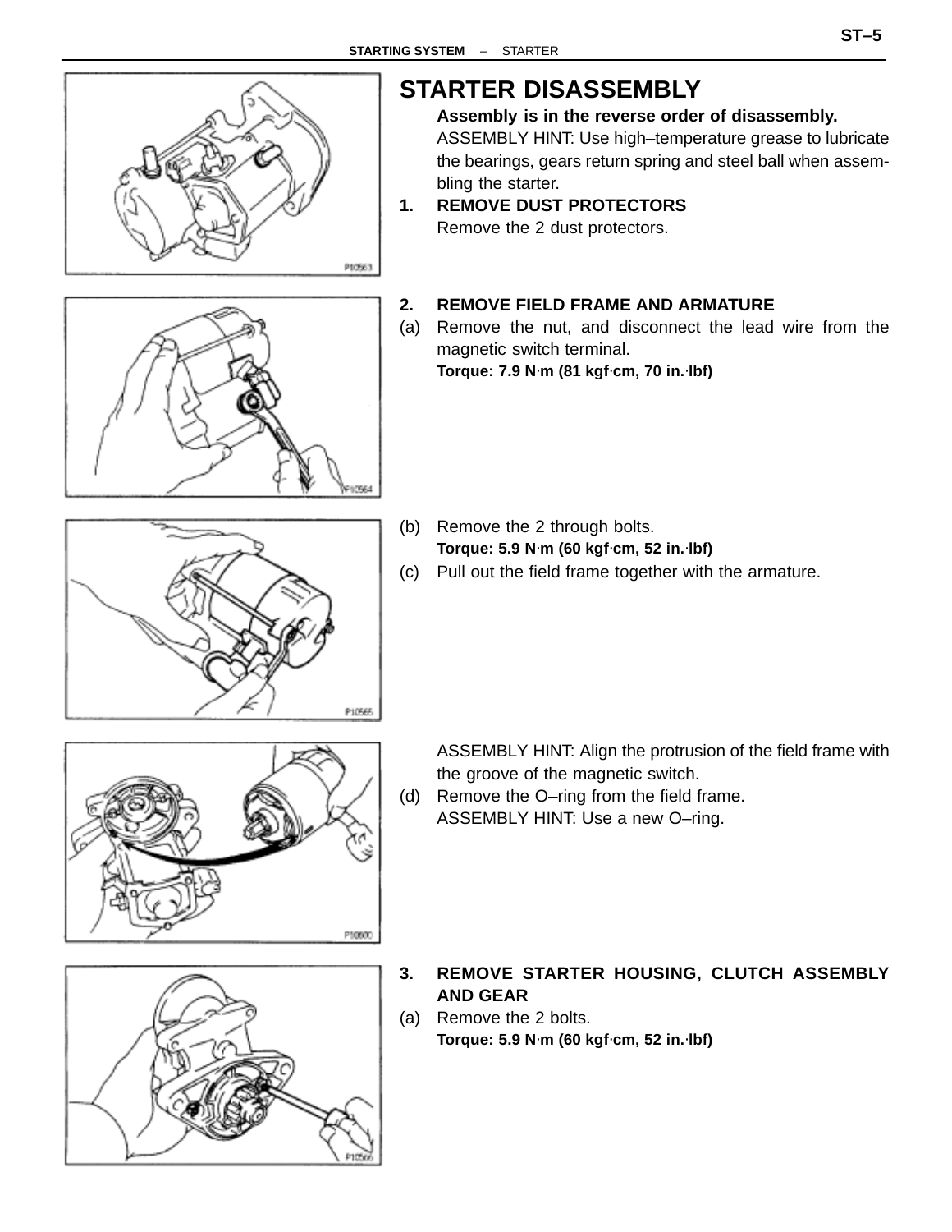# STARTER DISASSEMBLY

**Assembly is in the reverse order of disassembly.**

ASSEMBLY HINT: Use high–temperature grease to lubricate the bearings, gears return spring and steel ball when assembling the starter.

**1. REMOVE DUST PROTECTORS**

Remove the 2 dust protectors.

P10563

**2. REMOVE FIELD FRAME AND ARMATURE**

(a) Remove the nut, and disconnect the lead wire from the magnetic switch terminal.

**Torque: 7.9 N·m (81 kgf·cm, 70 in.·lbf)**

P10564

(b) Remove the 2 through bolts.

**Torque: 5.9 N·m (60 kgf·cm, 52 in.·lbf)**

(c) Pull out the field frame together with the armature.

P10565

ASSEMBLY HINT: Align the protrusion of the field frame with the groove of the magnetic switch.

(d) Remove the O–ring from the field frame.

ASSEMBLY HINT: Use a new O–ring.

P10600

**3. REMOVE STARTER HOUSING, CLUTCH ASSEMBLY AND GEAR**

(a) Remove the 2 bolts.

**Torque: 5.9 N·m (60 kgf·cm, 52 in.·lbf)**

P10566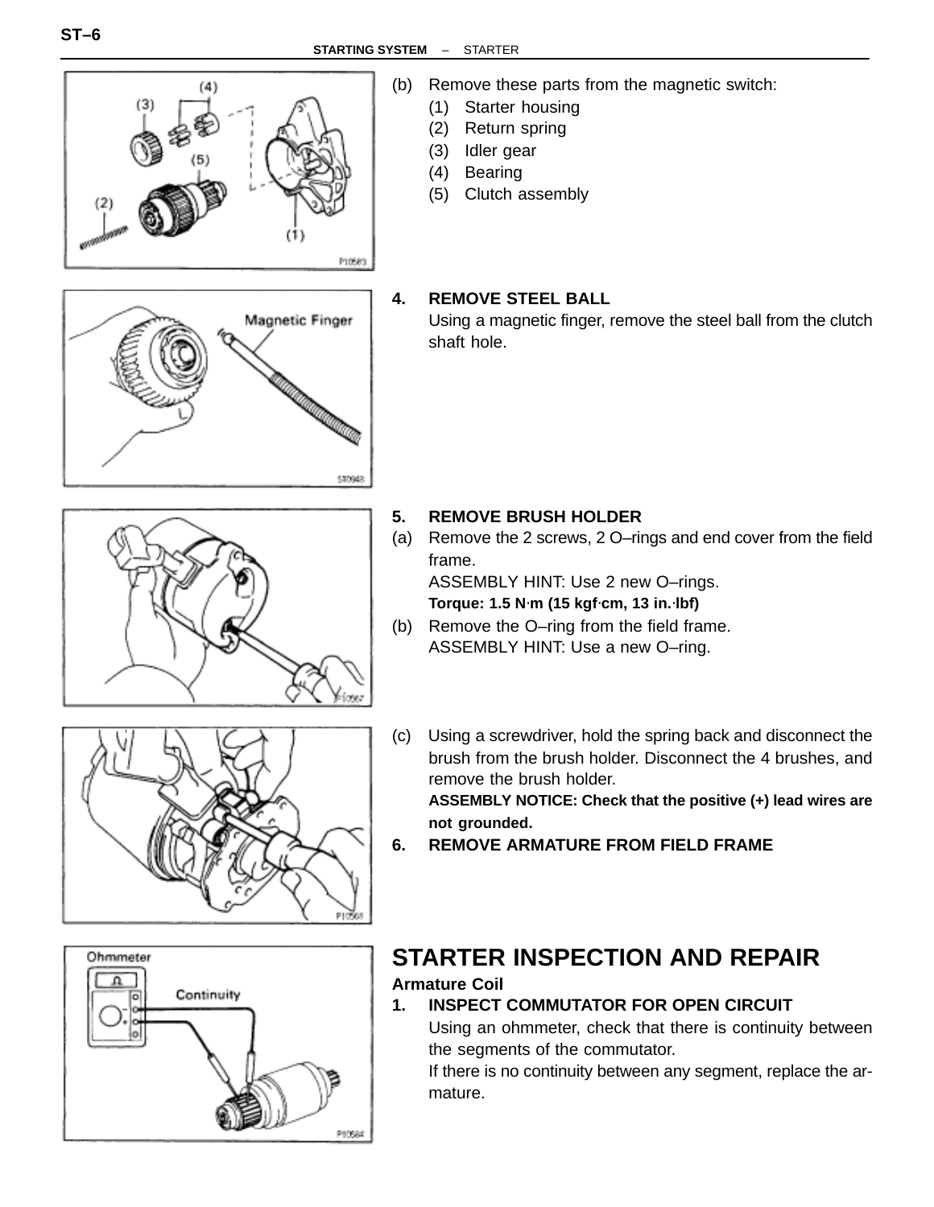(b) Remove these parts from the magnetic switch:
   (1) Starter housing
   (2) Return spring
   (3) Idler gear
   (4) Bearing
   (5) Clutch assembly

**4. REMOVE STEEL BALL**

Using a magnetic finger, remove the steel ball from the clutch shaft hole.

**5. REMOVE BRUSH HOLDER**

(a) Remove the 2 screws, 2 O–rings and end cover from the field frame.
ASSEMBLY HINT: Use 2 new O–rings.
**Torque: 1.5 N·m (15 kgf·cm, 13 in.·lbf)**

(b) Remove the O–ring from the field frame.
ASSEMBLY HINT: Use a new O–ring.

(c) Using a screwdriver, hold the spring back and disconnect the brush from the brush holder. Disconnect the 4 brushes, and remove the brush holder.
**ASSEMBLY NOTICE: Check that the positive (+) lead wires are not grounded.**

**6. REMOVE ARMATURE FROM FIELD FRAME**

# STARTER INSPECTION AND REPAIR

**Armature Coil**

**1. INSPECT COMMUTATOR FOR OPEN CIRCUIT**

Using an ohmmeter, check that there is continuity between the segments of the commutator.
If there is no continuity between any segment, replace the armature.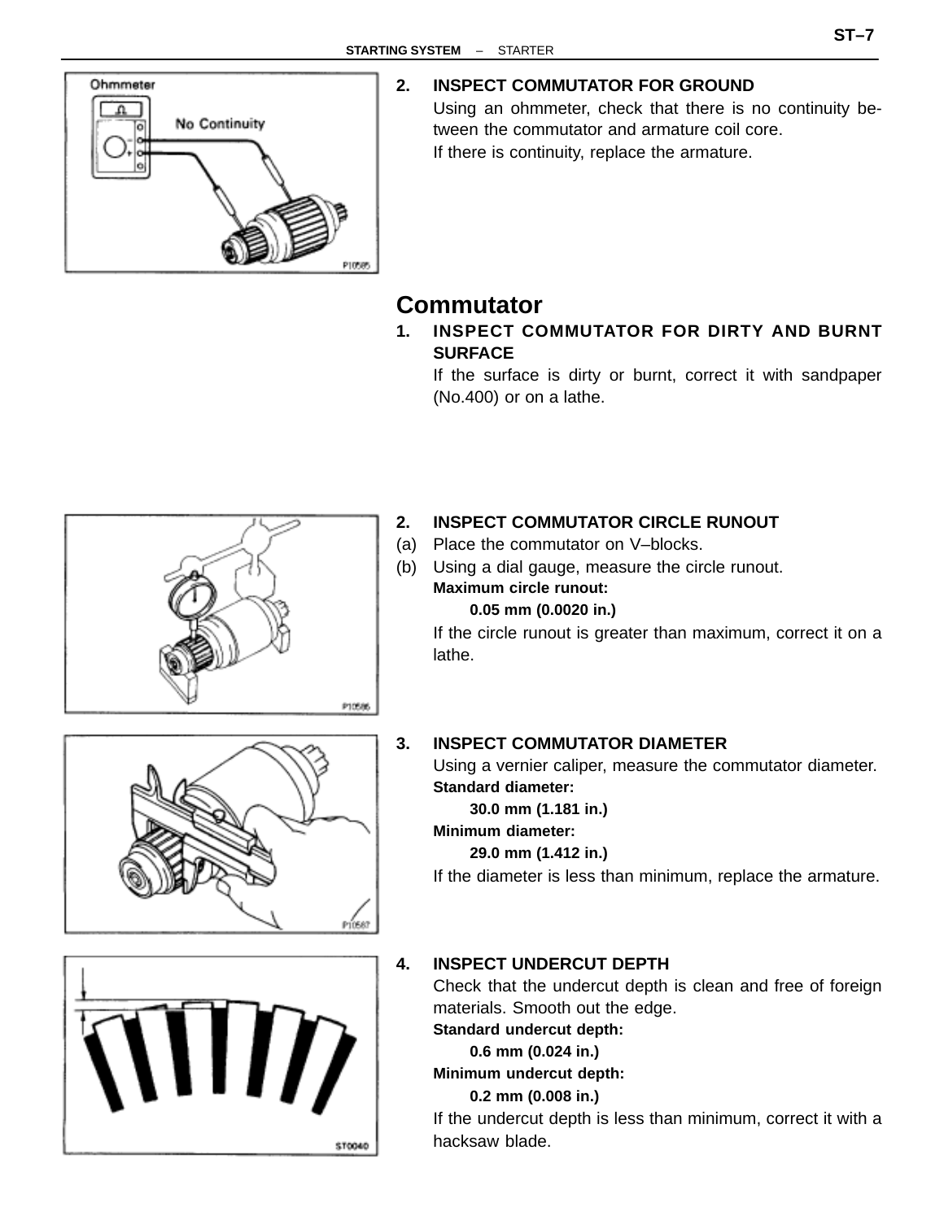2. **INSPECT COMMUTATOR FOR GROUND**

   Using an ohmmeter, check that there is no continuity between the commutator and armature coil core.

   If there is continuity, replace the armature.

## Commutator

1. **INSPECT COMMUTATOR FOR DIRTY AND BURNT SURFACE**

   If the surface is dirty or burnt, correct it with sandpaper (No.400) or on a lathe.

2. **INSPECT COMMUTATOR CIRCLE RUNOUT**

   (a) Place the commutator on V–blocks.

   (b) Using a dial gauge, measure the circle runout.

   **Maximum circle runout:**

   **0.05 mm (0.0020 in.)**

   If the circle runout is greater than maximum, correct it on a lathe.

3. **INSPECT COMMUTATOR DIAMETER**

   Using a vernier caliper, measure the commutator diameter.

   **Standard diameter:**

   **30.0 mm (1.181 in.)**

   **Minimum diameter:**

   **29.0 mm (1.412 in.)**

   If the diameter is less than minimum, replace the armature.

4. **INSPECT UNDERCUT DEPTH**

   Check that the undercut depth is clean and free of foreign materials. Smooth out the edge.

   **Standard undercut depth:**

   **0.6 mm (0.024 in.)**

   **Minimum undercut depth:**

   **0.2 mm (0.008 in.)**

   If the undercut depth is less than minimum, correct it with a hacksaw blade.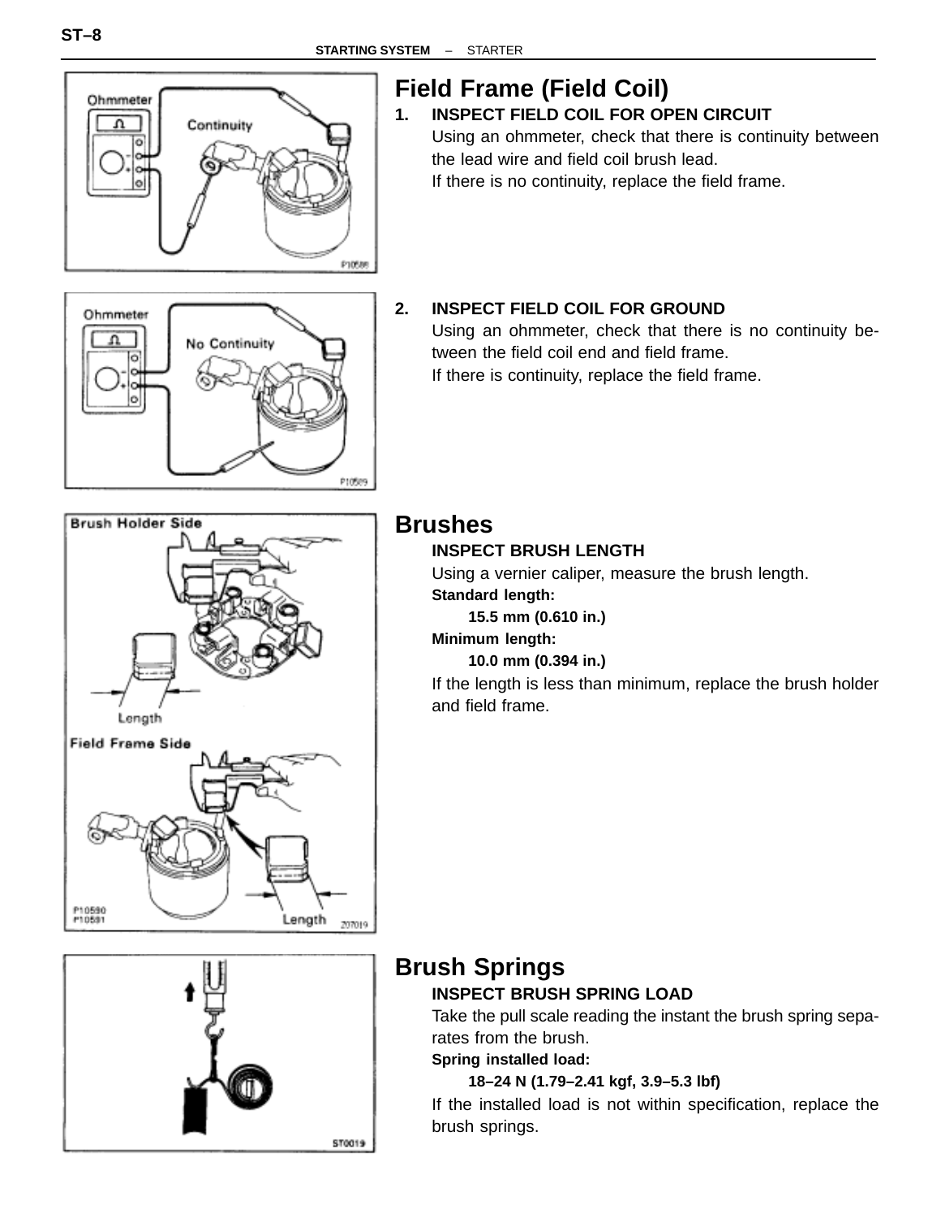## Field Frame (Field Coil)

1. **INSPECT FIELD COIL FOR OPEN CIRCUIT**

   Using an ohmmeter, check that there is continuity between the lead wire and field coil brush lead.

   If there is no continuity, replace the field frame.

2. **INSPECT FIELD COIL FOR GROUND**

   Using an ohmmeter, check that there is no continuity between the field coil end and field frame.

   If there is continuity, replace the field frame.

## Brushes

**INSPECT BRUSH LENGTH**

Using a vernier caliper, measure the brush length.

**Standard length:**

**15.5 mm (0.610 in.)**

**Minimum length:**

**10.0 mm (0.394 in.)**

If the length is less than minimum, replace the brush holder and field frame.

## Brush Springs

**INSPECT BRUSH SPRING LOAD**

Take the pull scale reading the instant the brush spring separates from the brush.

**Spring installed load:**

**18–24 N (1.79–2.41 kgf, 3.9–5.3 lbf)**

If the installed load is not within specification, replace the brush springs.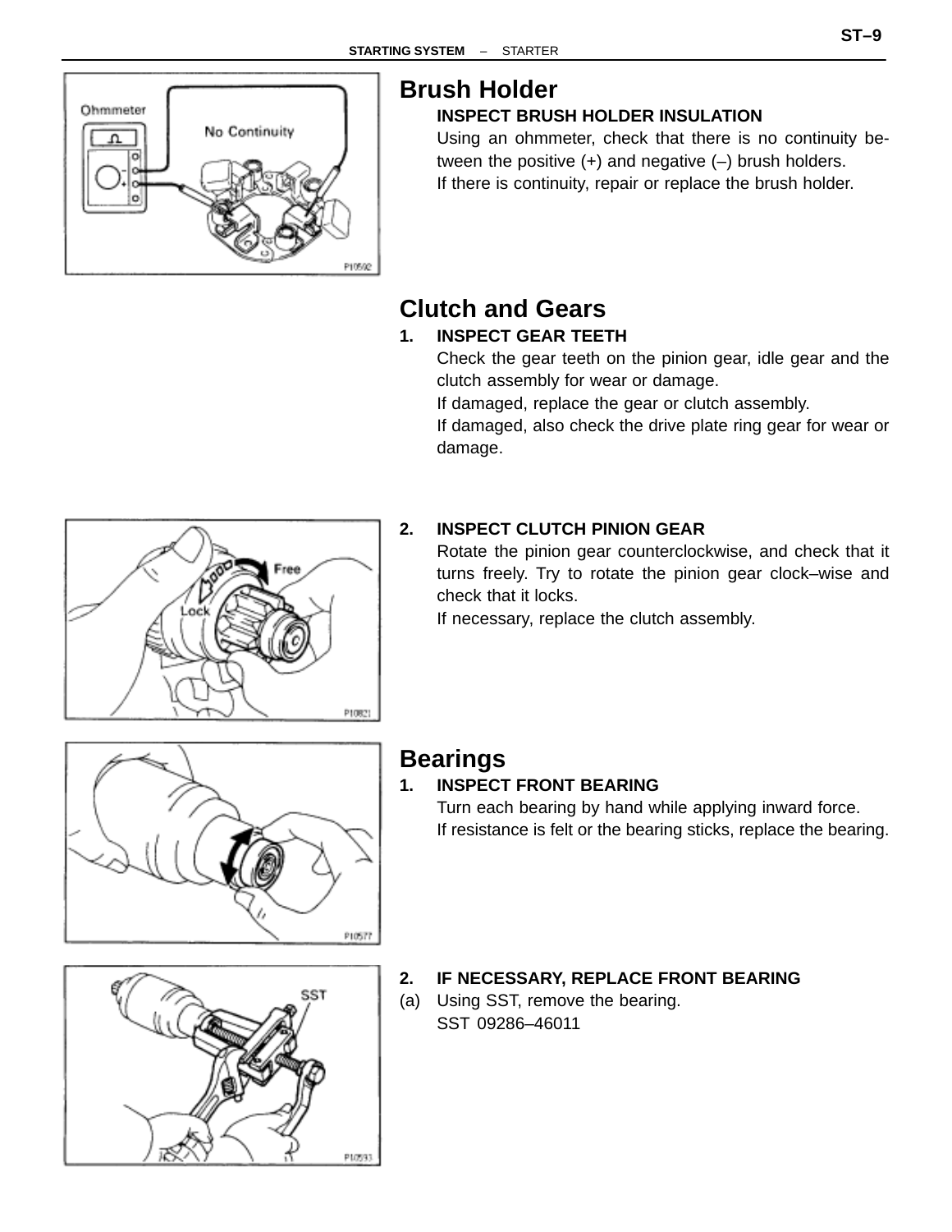## Brush Holder

**INSPECT BRUSH HOLDER INSULATION**

Using an ohmmeter, check that there is no continuity between the positive (+) and negative (–) brush holders.

If there is continuity, repair or replace the brush holder.

## Clutch and Gears

**1. INSPECT GEAR TEETH**

Check the gear teeth on the pinion gear, idle gear and the clutch assembly for wear or damage.

If damaged, replace the gear or clutch assembly.

If damaged, also check the drive plate ring gear for wear or damage.

**2. INSPECT CLUTCH PINION GEAR**

Rotate the pinion gear counterclockwise, and check that it turns freely. Try to rotate the pinion gear clock–wise and check that it locks.

If necessary, replace the clutch assembly.

## Bearings

**1. INSPECT FRONT BEARING**

Turn each bearing by hand while applying inward force.

If resistance is felt or the bearing sticks, replace the bearing.

**2. IF NECESSARY, REPLACE FRONT BEARING**

(a) Using SST, remove the bearing.

SST 09286–46011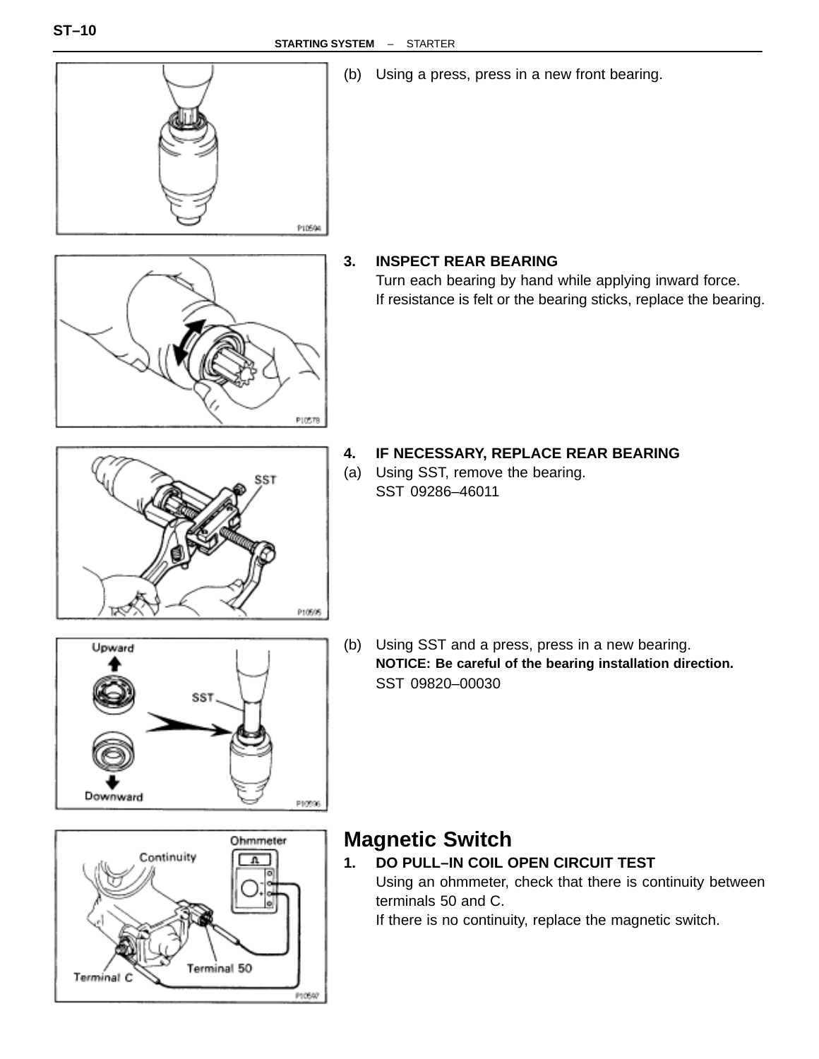(b) Using a press, press in a new front bearing.

**3. INSPECT REAR BEARING**

Turn each bearing by hand while applying inward force.

If resistance is felt or the bearing sticks, replace the bearing.

**4. IF NECESSARY, REPLACE REAR BEARING**

(a) Using SST, remove the bearing.

SST 09286–46011

(b) Using SST and a press, press in a new bearing.

**NOTICE: Be careful of the bearing installation direction.**

SST 09820–00030

## Magnetic Switch

**1. DO PULL–IN COIL OPEN CIRCUIT TEST**

Using an ohmmeter, check that there is continuity between terminals 50 and C.

If there is no continuity, replace the magnetic switch.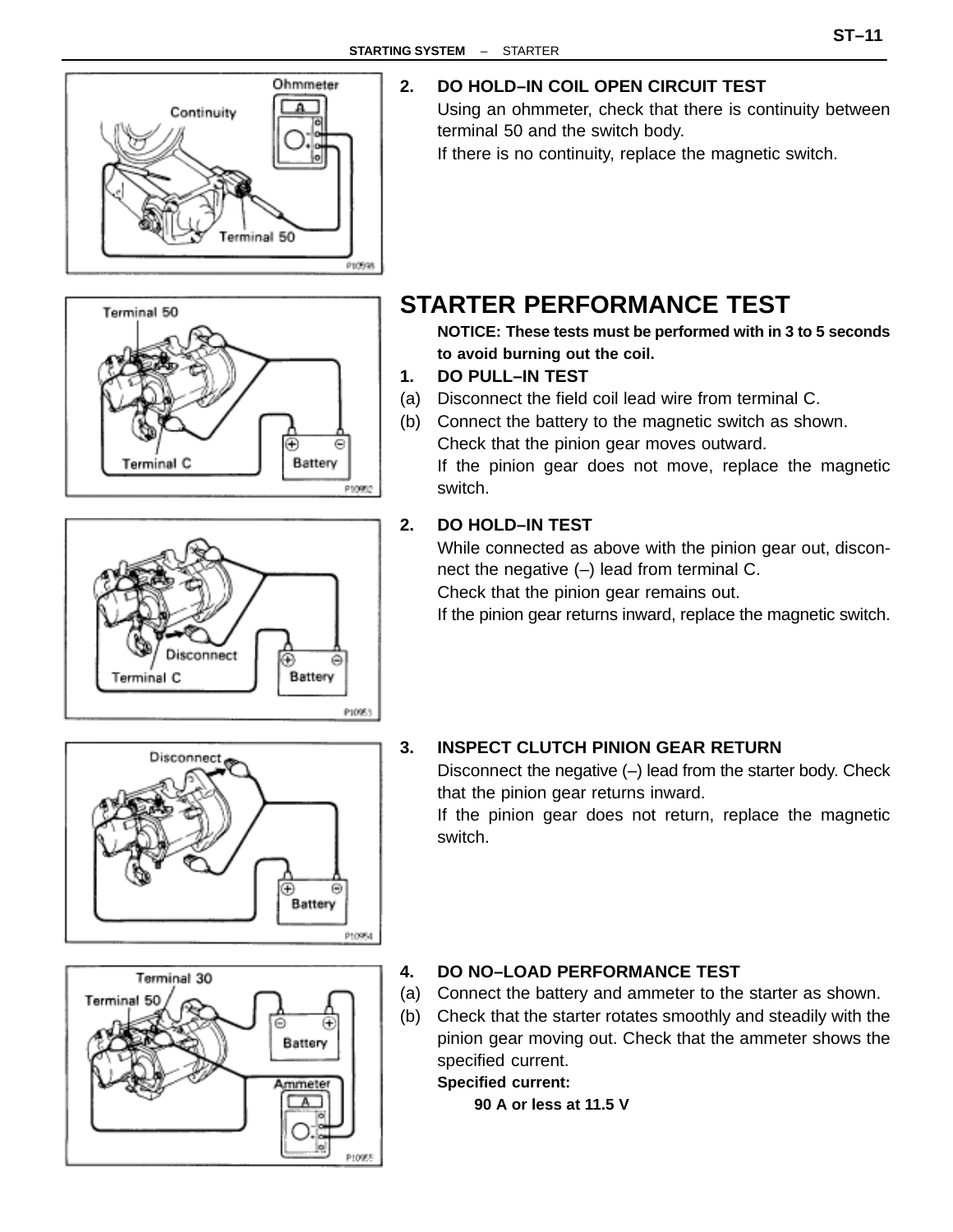2. **DO HOLD–IN COIL OPEN CIRCUIT TEST**

   Using an ohmmeter, check that there is continuity between terminal 50 and the switch body.

   If there is no continuity, replace the magnetic switch.

## STARTER PERFORMANCE TEST

**NOTICE: These tests must be performed with in 3 to 5 seconds to avoid burning out the coil.**

1. **DO PULL–IN TEST**

   (a) Disconnect the field coil lead wire from terminal C.

   (b) Connect the battery to the magnetic switch as shown.

   Check that the pinion gear moves outward.

   If the pinion gear does not move, replace the magnetic switch.

2. **DO HOLD–IN TEST**

   While connected as above with the pinion gear out, disconnect the negative (–) lead from terminal C.

   Check that the pinion gear remains out.

   If the pinion gear returns inward, replace the magnetic switch.

3. **INSPECT CLUTCH PINION GEAR RETURN**

   Disconnect the negative (–) lead from the starter body. Check that the pinion gear returns inward.

   If the pinion gear does not return, replace the magnetic switch.

4. **DO NO–LOAD PERFORMANCE TEST**

   (a) Connect the battery and ammeter to the starter as shown.

   (b) Check that the starter rotates smoothly and steadily with the pinion gear moving out. Check that the ammeter shows the specified current.

   **Specified current:**

   **90 A or less at 11.5 V**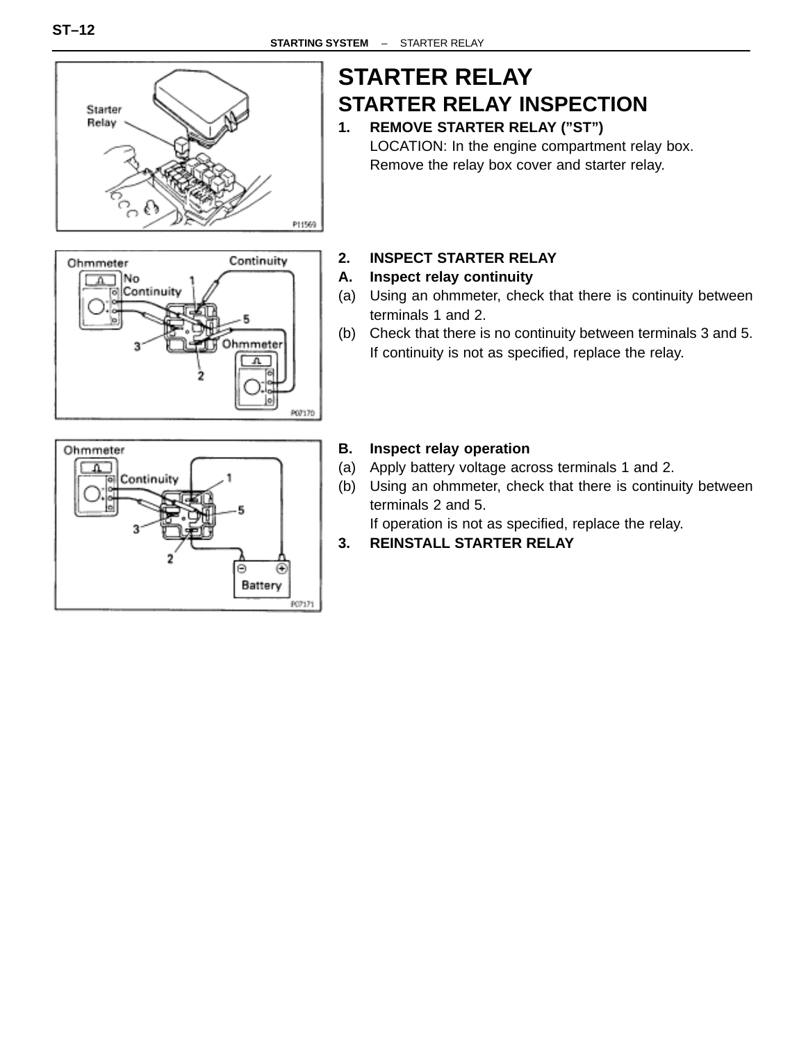# STARTER RELAY

## STARTER RELAY INSPECTION

**1. REMOVE STARTER RELAY (”ST”)**

LOCATION: In the engine compartment relay box.
Remove the relay box cover and starter relay.

**2. INSPECT STARTER RELAY**

**A. Inspect relay continuity**

(a) Using an ohmmeter, check that there is continuity between terminals 1 and 2.

(b) Check that there is no continuity between terminals 3 and 5.

If continuity is not as specified, replace the relay.

**B. Inspect relay operation**

(a) Apply battery voltage across terminals 1 and 2.

(b) Using an ohmmeter, check that there is continuity between terminals 2 and 5.

If operation is not as specified, replace the relay.

**3. REINSTALL STARTER RELAY**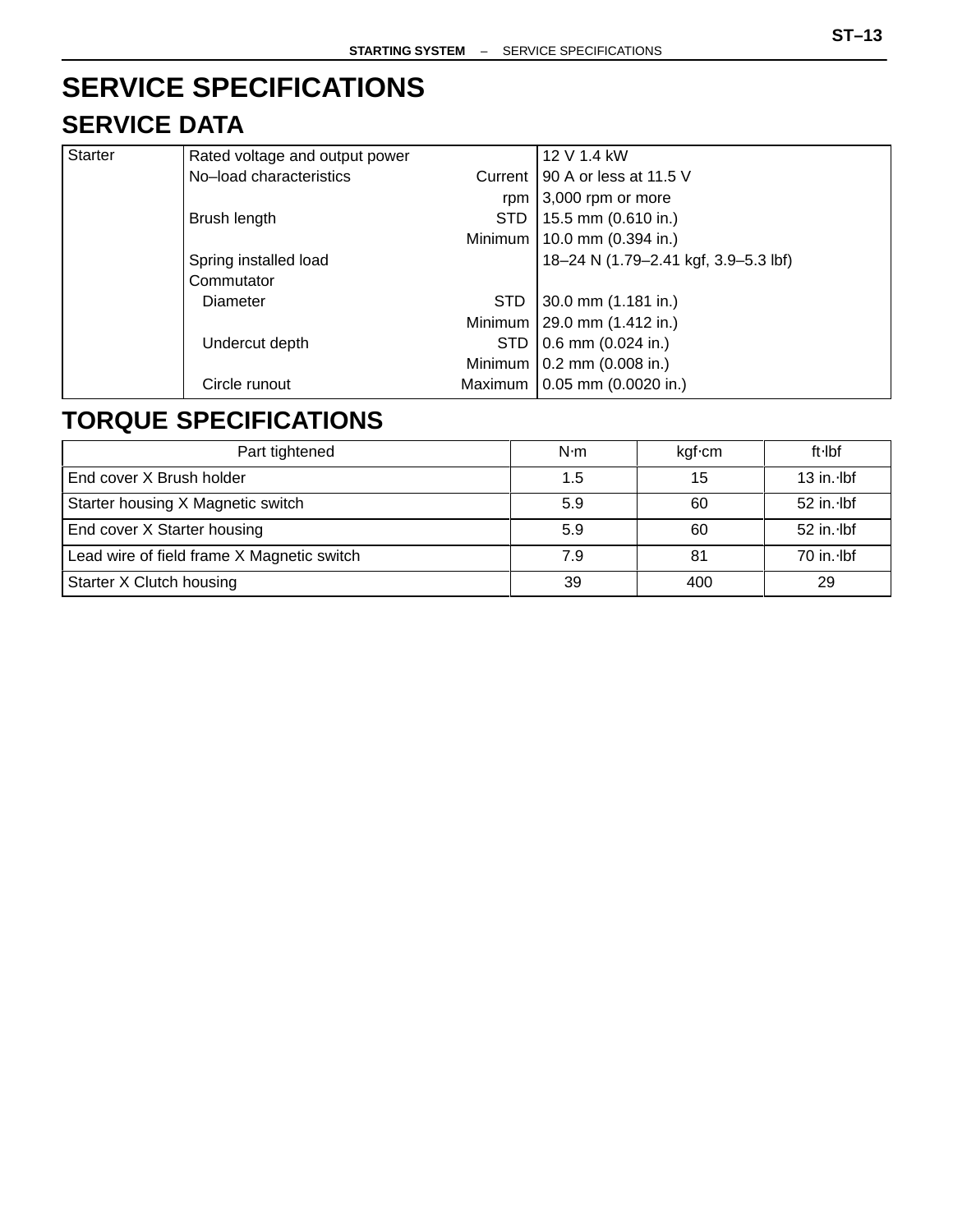# SERVICE SPECIFICATIONS

## SERVICE DATA

| | | | |
|---|---|---|---|
| Starter | Rated voltage and output power | | 12 V 1.4 kW |
| | No–load characteristics | Current | 90 A or less at 11.5 V |
| | | rpm | 3,000 rpm or more |
| | Brush length | STD | 15.5 mm (0.610 in.) |
| | | Minimum | 10.0 mm (0.394 in.) |
| | Spring installed load | | 18–24 N (1.79–2.41 kgf, 3.9–5.3 lbf) |
| | Commutator | | |
| | Diameter | STD | 30.0 mm (1.181 in.) |
| | | Minimum | 29.0 mm (1.412 in.) |
| | Undercut depth | STD | 0.6 mm (0.024 in.) |
| | | Minimum | 0.2 mm (0.008 in.) |
| | Circle runout | Maximum | 0.05 mm (0.0020 in.) |

## TORQUE SPECIFICATIONS

| Part tightened | N·m | kgf·cm | ft·lbf |
|---|---|---|---|
| End cover X Brush holder | 1.5 | 15 | 13 in.·lbf |
| Starter housing X Magnetic switch | 5.9 | 60 | 52 in.·lbf |
| End cover X Starter housing | 5.9 | 60 | 52 in.·lbf |
| Lead wire of field frame X Magnetic switch | 7.9 | 81 | 70 in.·lbf |
| Starter X Clutch housing | 39 | 400 | 29 |